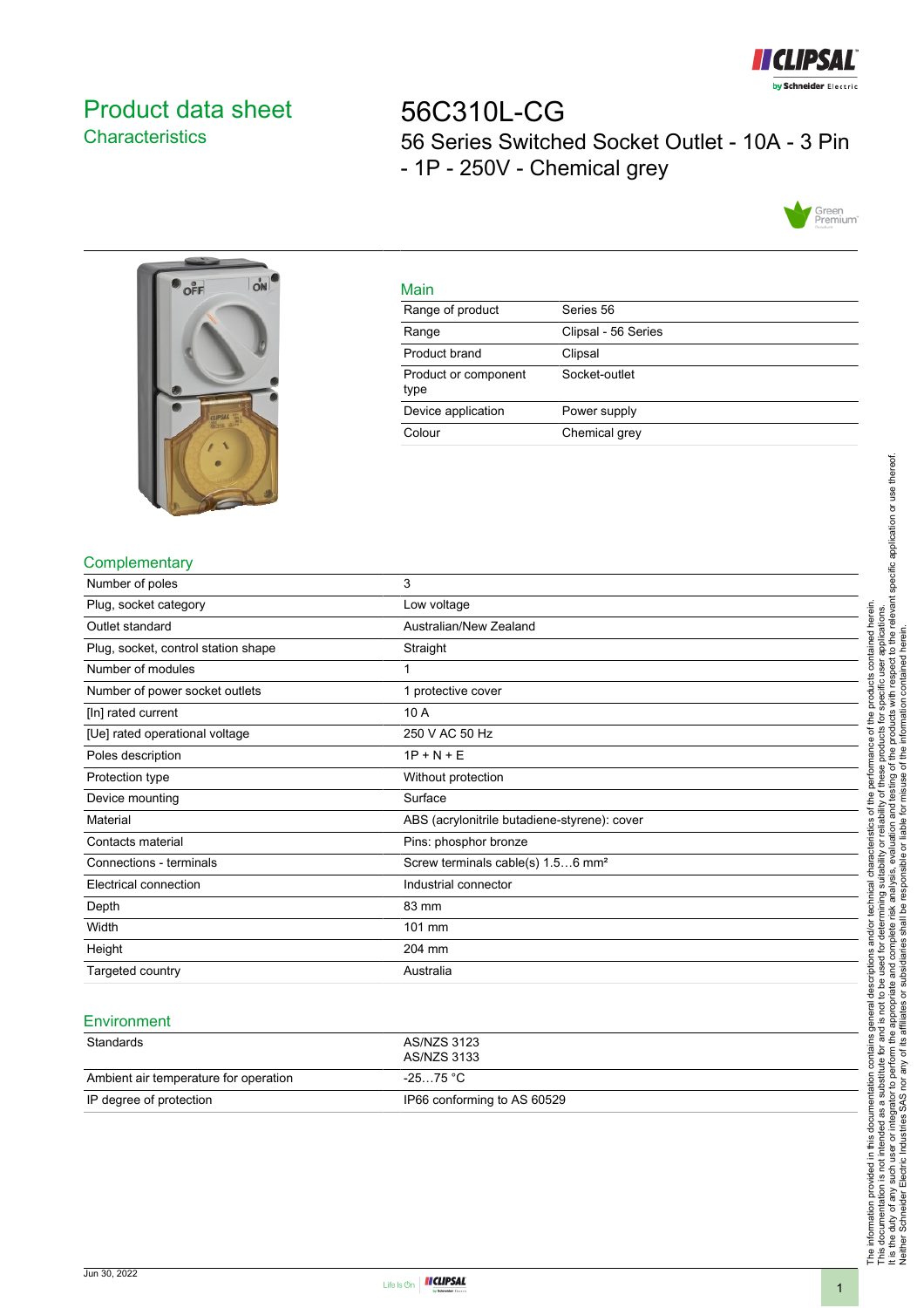# Product data sheet

## Characteristics

# 56C310L-CG

## 56 Series Switched Socket Outlet - 10A - 3 Pin - 1P - 250V - Chemical grey

### Main

| | |
|---|---|
| Range of product | Series 56 |
| Range | Clipsal - 56 Series |
| Product brand | Clipsal |
| Product or component type | Socket-outlet |
| Device application | Power supply |
| Colour | Chemical grey |

### Complementary

| | |
|---|---|
| Number of poles | 3 |
| Plug, socket category | Low voltage |
| Outlet standard | Australian/New Zealand |
| Plug, socket, control station shape | Straight |
| Number of modules | 1 |
| Number of power socket outlets | 1 protective cover |
| [In] rated current | 10 A |
| [Ue] rated operational voltage | 250 V AC 50 Hz |
| Poles description | 1P + N + E |
| Protection type | Without protection |
| Device mounting | Surface |
| Material | ABS (acrylonitrile butadiene-styrene): cover |
| Contacts material | Pins: phosphor bronze |
| Connections - terminals | Screw terminals cable(s) 1.5…6 mm² |
| Electrical connection | Industrial connector |
| Depth | 83 mm |
| Width | 101 mm |
| Height | 204 mm |
| Targeted country | Australia |

### Environment

| | |
|---|---|
| Standards | AS/NZS 3123<br>AS/NZS 3133 |
| Ambient air temperature for operation | -25…75 °C |
| IP degree of protection | IP66 conforming to AS 60529 |

The information provided in this documentation contains general descriptions and/or technical characteristics of the performance of the products contained herein. This documentation is not intended as a substitute for and is not to be used for determining suitability or reliability of these products for specific user applications. It is the duty of any such user or integrator to perform the appropriate and complete risk analysis, evaluation and testing of the products with respect to the relevant specific application or use thereof. Neither Schneider Electric Industries SAS nor any of its affiliates or subsidiaries shall be responsible or liable for misuse of the information contained herein.

Jun 30, 2022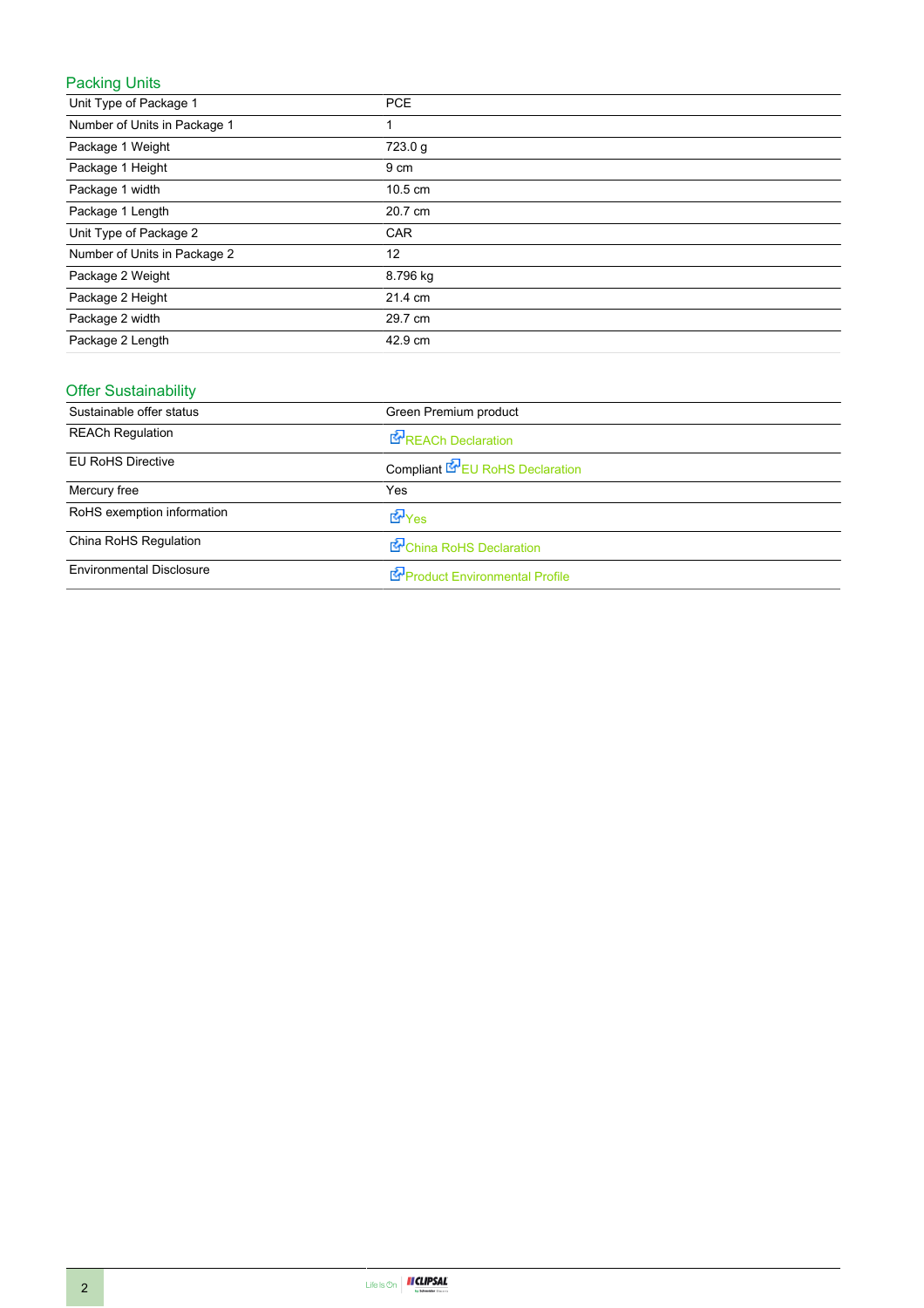## Packing Units

| | |
|---|---|
| Unit Type of Package 1 | PCE |
| Number of Units in Package 1 | 1 |
| Package 1 Weight | 723.0 g |
| Package 1 Height | 9 cm |
| Package 1 width | 10.5 cm |
| Package 1 Length | 20.7 cm |
| Unit Type of Package 2 | CAR |
| Number of Units in Package 2 | 12 |
| Package 2 Weight | 8.796 kg |
| Package 2 Height | 21.4 cm |
| Package 2 width | 29.7 cm |
| Package 2 Length | 42.9 cm |

## Offer Sustainability

| | |
|---|---|
| Sustainable offer status | Green Premium product |
| REACh Regulation | REACh Declaration |
| EU RoHS Directive | Compliant EU RoHS Declaration |
| Mercury free | Yes |
| RoHS exemption information | Yes |
| China RoHS Regulation | China RoHS Declaration |
| Environmental Disclosure | Product Environmental Profile |